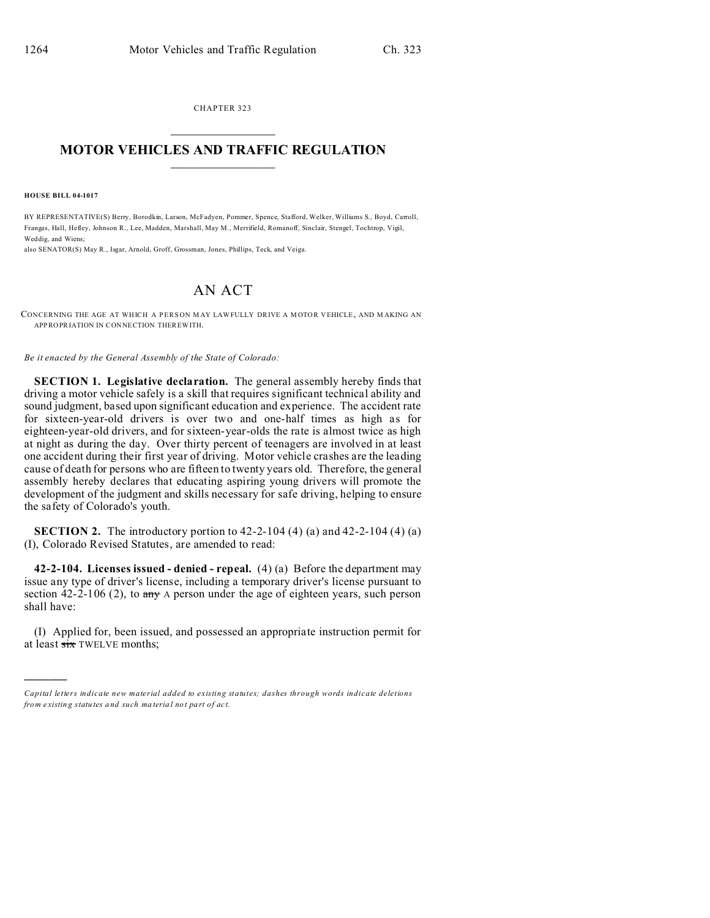CHAPTER 323

# MOTOR VEHICLES AND TRAFFIC REGULATION

**HOUSE BILL 04-1017**

BY REPRESENTATIVE(S) Berry, Borodkin, Larson, McFadyen, Pommer, Spence, Stafford, Welker, Williams S., Boyd, Carroll, Frangas, Hall, Hefley, Johnson R., Lee, Madden, Marshall, May M., Merrifield, Romanoff, Sinclair, Stengel, Tochtrop, Vigil, Weddig, and Wiens;
also SENATOR(S) May R., Isgar, Arnold, Groff, Grossman, Jones, Phillips, Teck, and Veiga.

## AN ACT

CONCERNING THE AGE AT WHICH A PERSON MAY LAWFULLY DRIVE A MOTOR VEHICLE, AND MAKING AN APPROPRIATION IN CONNECTION THEREWITH.

*Be it enacted by the General Assembly of the State of Colorado:*

**SECTION 1. Legislative declaration.** The general assembly hereby finds that driving a motor vehicle safely is a skill that requires significant technical ability and sound judgment, based upon significant education and experience. The accident rate for sixteen-year-old drivers is over two and one-half times as high as for eighteen-year-old drivers, and for sixteen-year-olds the rate is almost twice as high at night as during the day. Over thirty percent of teenagers are involved in at least one accident during their first year of driving. Motor vehicle crashes are the leading cause of death for persons who are fifteen to twenty years old. Therefore, the general assembly hereby declares that educating aspiring young drivers will promote the development of the judgment and skills necessary for safe driving, helping to ensure the safety of Colorado's youth.

**SECTION 2.** The introductory portion to 42-2-104 (4) (a) and 42-2-104 (4) (a) (I), Colorado Revised Statutes, are amended to read:

**42-2-104. Licenses issued - denied - repeal.** (4) (a) Before the department may issue any type of driver's license, including a temporary driver's license pursuant to section 42-2-106 (2), to ~~any~~ A person under the age of eighteen years, such person shall have:

(I) Applied for, been issued, and possessed an appropriate instruction permit for at least ~~six~~ TWELVE months;

---

*Capital letters indicate new material added to existing statutes; dashes through words indicate deletions from existing statutes and such material not part of act.*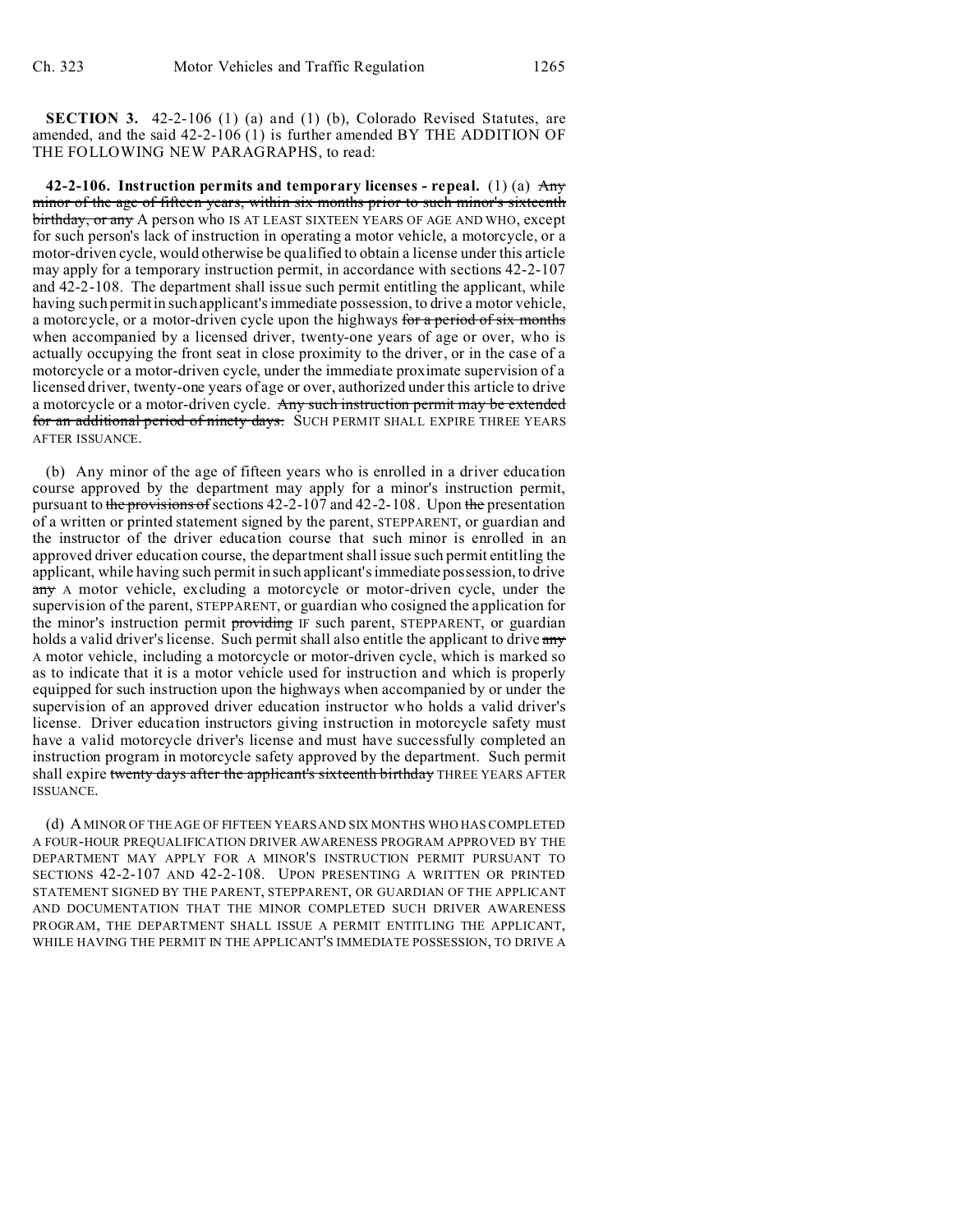**SECTION 3.** 42-2-106 (1) (a) and (1) (b), Colorado Revised Statutes, are amended, and the said 42-2-106 (1) is further amended BY THE ADDITION OF THE FOLLOWING NEW PARAGRAPHS, to read:

**42-2-106. Instruction permits and temporary licenses - repeal.** (1) (a) ~~Any minor of the age of fifteen years, within six months prior to such minor's sixteenth birthday, or any~~ A person who IS AT LEAST SIXTEEN YEARS OF AGE AND WHO, except for such person's lack of instruction in operating a motor vehicle, a motorcycle, or a motor-driven cycle, would otherwise be qualified to obtain a license under this article may apply for a temporary instruction permit, in accordance with sections 42-2-107 and 42-2-108. The department shall issue such permit entitling the applicant, while having such permit in such applicant's immediate possession, to drive a motor vehicle, a motorcycle, or a motor-driven cycle upon the highways ~~for a period of six months~~ when accompanied by a licensed driver, twenty-one years of age or over, who is actually occupying the front seat in close proximity to the driver, or in the case of a motorcycle or a motor-driven cycle, under the immediate proximate supervision of a licensed driver, twenty-one years of age or over, authorized under this article to drive a motorcycle or a motor-driven cycle. ~~Any such instruction permit may be extended for an additional period of ninety days.~~ SUCH PERMIT SHALL EXPIRE THREE YEARS AFTER ISSUANCE.

(b) Any minor of the age of fifteen years who is enrolled in a driver education course approved by the department may apply for a minor's instruction permit, pursuant to ~~the provisions of~~ sections 42-2-107 and 42-2-108. Upon ~~the~~ presentation of a written or printed statement signed by the parent, STEPPARENT, or guardian and the instructor of the driver education course that such minor is enrolled in an approved driver education course, the department shall issue such permit entitling the applicant, while having such permit in such applicant's immediate possession, to drive ~~any~~ A motor vehicle, excluding a motorcycle or motor-driven cycle, under the supervision of the parent, STEPPARENT, or guardian who cosigned the application for the minor's instruction permit ~~providing~~ IF such parent, STEPPARENT, or guardian holds a valid driver's license. Such permit shall also entitle the applicant to drive ~~any~~ A motor vehicle, including a motorcycle or motor-driven cycle, which is marked so as to indicate that it is a motor vehicle used for instruction and which is properly equipped for such instruction upon the highways when accompanied by or under the supervision of an approved driver education instructor who holds a valid driver's license. Driver education instructors giving instruction in motorcycle safety must have a valid motorcycle driver's license and must have successfully completed an instruction program in motorcycle safety approved by the department. Such permit shall expire ~~twenty days after the applicant's sixteenth birthday~~ THREE YEARS AFTER ISSUANCE.

(d) A MINOR OF THE AGE OF FIFTEEN YEARS AND SIX MONTHS WHO HAS COMPLETED A FOUR-HOUR PREQUALIFICATION DRIVER AWARENESS PROGRAM APPROVED BY THE DEPARTMENT MAY APPLY FOR A MINOR'S INSTRUCTION PERMIT PURSUANT TO SECTIONS 42-2-107 AND 42-2-108. UPON PRESENTING A WRITTEN OR PRINTED STATEMENT SIGNED BY THE PARENT, STEPPARENT, OR GUARDIAN OF THE APPLICANT AND DOCUMENTATION THAT THE MINOR COMPLETED SUCH DRIVER AWARENESS PROGRAM, THE DEPARTMENT SHALL ISSUE A PERMIT ENTITLING THE APPLICANT, WHILE HAVING THE PERMIT IN THE APPLICANT'S IMMEDIATE POSSESSION, TO DRIVE A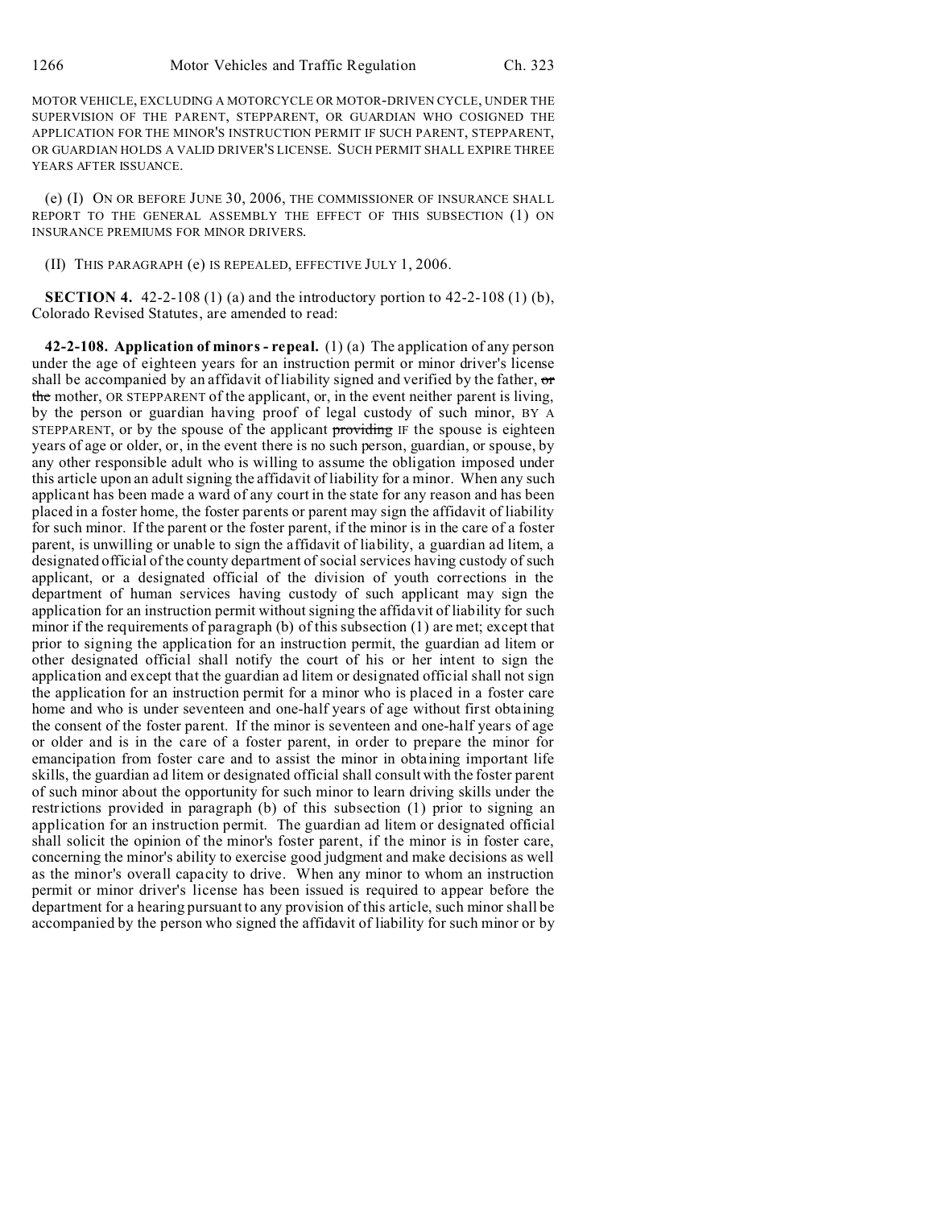MOTOR VEHICLE, EXCLUDING A MOTORCYCLE OR MOTOR-DRIVEN CYCLE, UNDER THE SUPERVISION OF THE PARENT, STEPPARENT, OR GUARDIAN WHO COSIGNED THE APPLICATION FOR THE MINOR'S INSTRUCTION PERMIT IF SUCH PARENT, STEPPARENT, OR GUARDIAN HOLDS A VALID DRIVER'S LICENSE. SUCH PERMIT SHALL EXPIRE THREE YEARS AFTER ISSUANCE.

(e) (I) ON OR BEFORE JUNE 30, 2006, THE COMMISSIONER OF INSURANCE SHALL REPORT TO THE GENERAL ASSEMBLY THE EFFECT OF THIS SUBSECTION (1) ON INSURANCE PREMIUMS FOR MINOR DRIVERS.

(II) THIS PARAGRAPH (e) IS REPEALED, EFFECTIVE JULY 1, 2006.

**SECTION 4.** 42-2-108 (1) (a) and the introductory portion to 42-2-108 (1) (b), Colorado Revised Statutes, are amended to read:

**42-2-108. Application of minors - repeal.** (1) (a) The application of any person under the age of eighteen years for an instruction permit or minor driver's license shall be accompanied by an affidavit of liability signed and verified by the father, ~~or the~~ mother, OR STEPPARENT of the applicant, or, in the event neither parent is living, by the person or guardian having proof of legal custody of such minor, BY A STEPPARENT, or by the spouse of the applicant ~~providing~~ IF the spouse is eighteen years of age or older, or, in the event there is no such person, guardian, or spouse, by any other responsible adult who is willing to assume the obligation imposed under this article upon an adult signing the affidavit of liability for a minor. When any such applicant has been made a ward of any court in the state for any reason and has been placed in a foster home, the foster parents or parent may sign the affidavit of liability for such minor. If the parent or the foster parent, if the minor is in the care of a foster parent, is unwilling or unable to sign the affidavit of liability, a guardian ad litem, a designated official of the county department of social services having custody of such applicant, or a designated official of the division of youth corrections in the department of human services having custody of such applicant may sign the application for an instruction permit without signing the affidavit of liability for such minor if the requirements of paragraph (b) of this subsection (1) are met; except that prior to signing the application for an instruction permit, the guardian ad litem or other designated official shall notify the court of his or her intent to sign the application and except that the guardian ad litem or designated official shall not sign the application for an instruction permit for a minor who is placed in a foster care home and who is under seventeen and one-half years of age without first obtaining the consent of the foster parent. If the minor is seventeen and one-half years of age or older and is in the care of a foster parent, in order to prepare the minor for emancipation from foster care and to assist the minor in obtaining important life skills, the guardian ad litem or designated official shall consult with the foster parent of such minor about the opportunity for such minor to learn driving skills under the restrictions provided in paragraph (b) of this subsection (1) prior to signing an application for an instruction permit. The guardian ad litem or designated official shall solicit the opinion of the minor's foster parent, if the minor is in foster care, concerning the minor's ability to exercise good judgment and make decisions as well as the minor's overall capacity to drive. When any minor to whom an instruction permit or minor driver's license has been issued is required to appear before the department for a hearing pursuant to any provision of this article, such minor shall be accompanied by the person who signed the affidavit of liability for such minor or by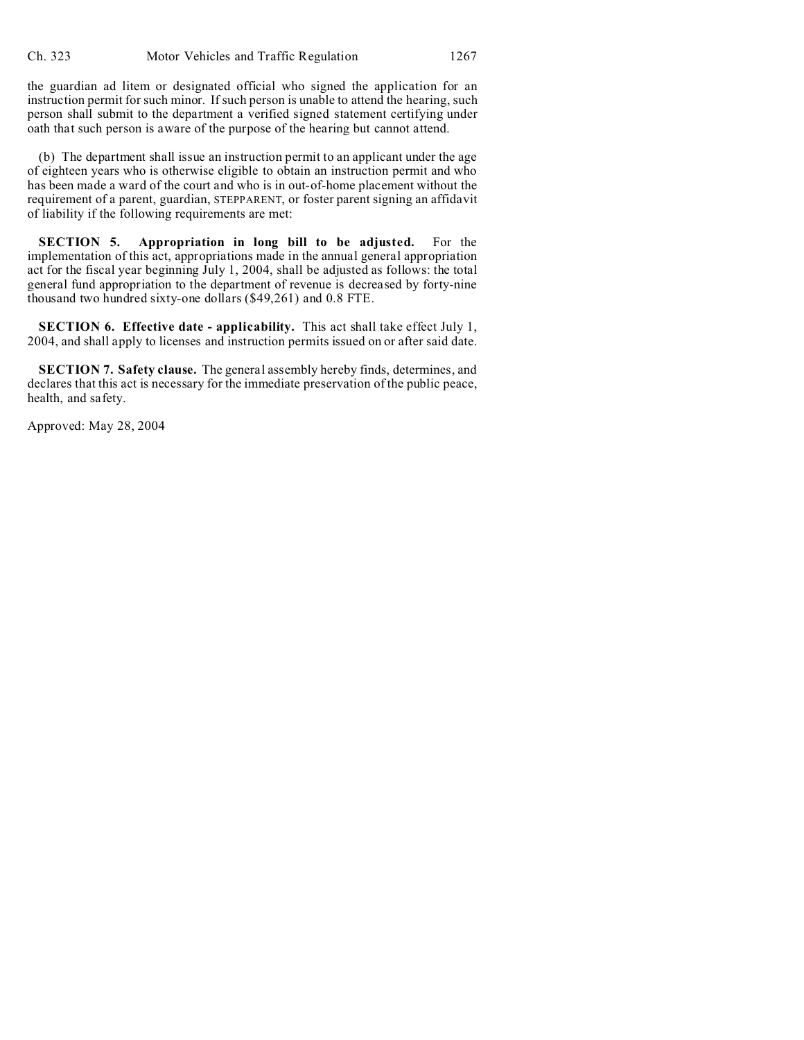the guardian ad litem or designated official who signed the application for an instruction permit for such minor. If such person is unable to attend the hearing, such person shall submit to the department a verified signed statement certifying under oath that such person is aware of the purpose of the hearing but cannot attend.

(b) The department shall issue an instruction permit to an applicant under the age of eighteen years who is otherwise eligible to obtain an instruction permit and who has been made a ward of the court and who is in out-of-home placement without the requirement of a parent, guardian, STEPPARENT, or foster parent signing an affidavit of liability if the following requirements are met:

**SECTION 5. Appropriation in long bill to be adjusted.** For the implementation of this act, appropriations made in the annual general appropriation act for the fiscal year beginning July 1, 2004, shall be adjusted as follows: the total general fund appropriation to the department of revenue is decreased by forty-nine thousand two hundred sixty-one dollars ($49,261) and 0.8 FTE.

**SECTION 6. Effective date - applicability.** This act shall take effect July 1, 2004, and shall apply to licenses and instruction permits issued on or after said date.

**SECTION 7. Safety clause.** The general assembly hereby finds, determines, and declares that this act is necessary for the immediate preservation of the public peace, health, and safety.

Approved: May 28, 2004